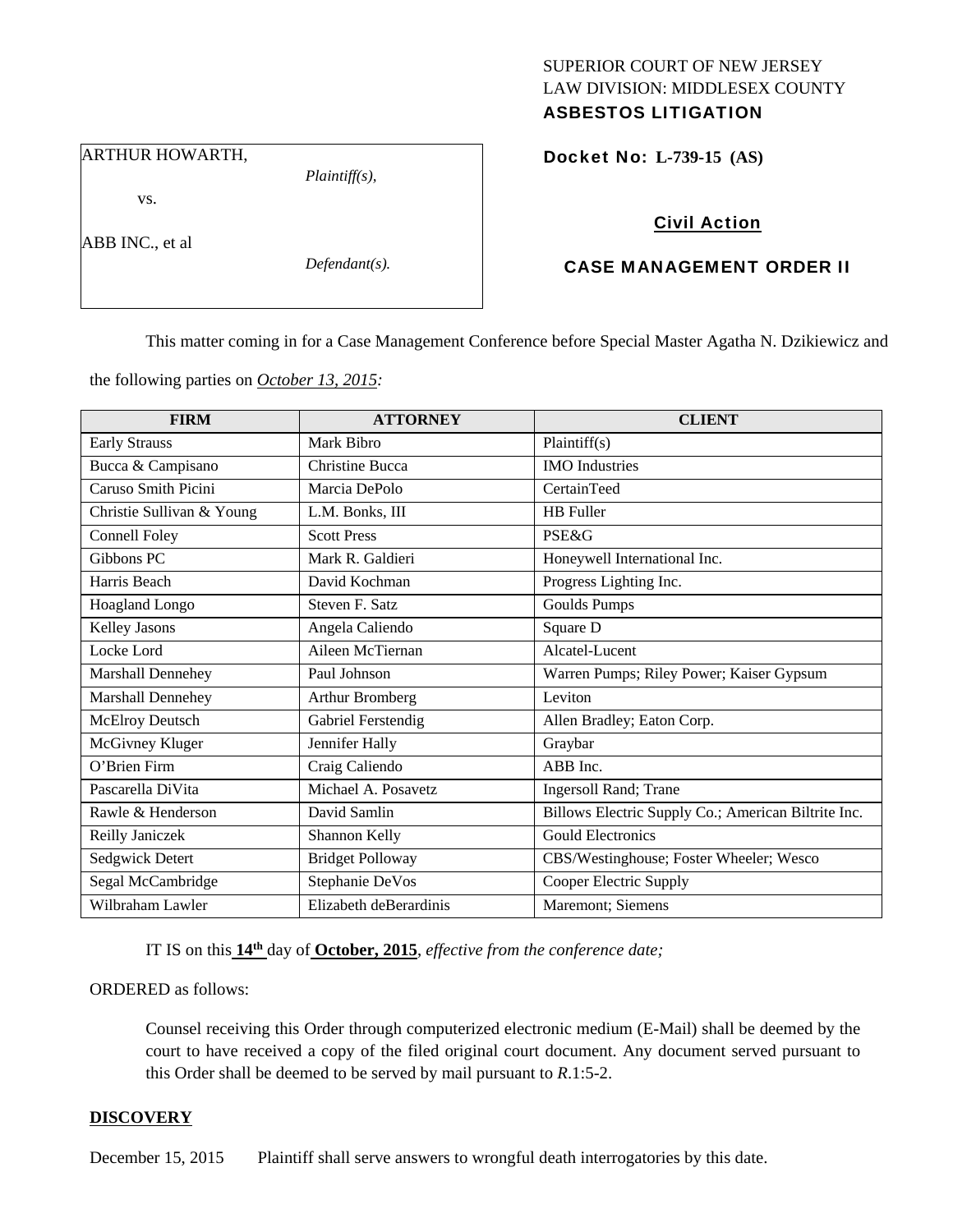SUPERIOR COURT OF NEW JERSEY
LAW DIVISION: MIDDLESEX COUNTY
**ASBESTOS LITIGATION**

ARTHUR HOWARTH,

*Plaintiff(s),*

vs.

ABB INC., et al

*Defendant(s).*

**Docket No: L-739-15 (AS)**

**Civil Action**

**CASE MANAGEMENT ORDER II**

This matter coming in for a Case Management Conference before Special Master Agatha N. Dzikiewicz and the following parties on *October 13, 2015:*

| FIRM | ATTORNEY | CLIENT |
|---|---|---|
| Early Strauss | Mark Bibro | Plaintiff(s) |
| Bucca & Campisano | Christine Bucca | IMO Industries |
| Caruso Smith Picini | Marcia DePolo | CertainTeed |
| Christie Sullivan & Young | L.M. Bonks, III | HB Fuller |
| Connell Foley | Scott Press | PSE&G |
| Gibbons PC | Mark R. Galdieri | Honeywell International Inc. |
| Harris Beach | David Kochman | Progress Lighting Inc. |
| Hoagland Longo | Steven F. Satz | Goulds Pumps |
| Kelley Jasons | Angela Caliendo | Square D |
| Locke Lord | Aileen McTiernan | Alcatel-Lucent |
| Marshall Dennehey | Paul Johnson | Warren Pumps; Riley Power; Kaiser Gypsum |
| Marshall Dennehey | Arthur Bromberg | Leviton |
| McElroy Deutsch | Gabriel Ferstendig | Allen Bradley; Eaton Corp. |
| McGivney Kluger | Jennifer Hally | Graybar |
| O'Brien Firm | Craig Caliendo | ABB Inc. |
| Pascarella DiVita | Michael A. Posavetz | Ingersoll Rand; Trane |
| Rawle & Henderson | David Samlin | Billows Electric Supply Co.; American Biltrite Inc. |
| Reilly Janiczek | Shannon Kelly | Gould Electronics |
| Sedgwick Detert | Bridget Polloway | CBS/Westinghouse; Foster Wheeler; Wesco |
| Segal McCambridge | Stephanie DeVos | Cooper Electric Supply |
| Wilbraham Lawler | Elizabeth deBerardinis | Maremont; Siemens |

IT IS on this **14th** day of **October, 2015**, *effective from the conference date;*

ORDERED as follows:

Counsel receiving this Order through computerized electronic medium (E-Mail) shall be deemed by the court to have received a copy of the filed original court document. Any document served pursuant to this Order shall be deemed to be served by mail pursuant to *R*.1:5-2.

**DISCOVERY**

December 15, 2015 Plaintiff shall serve answers to wrongful death interrogatories by this date.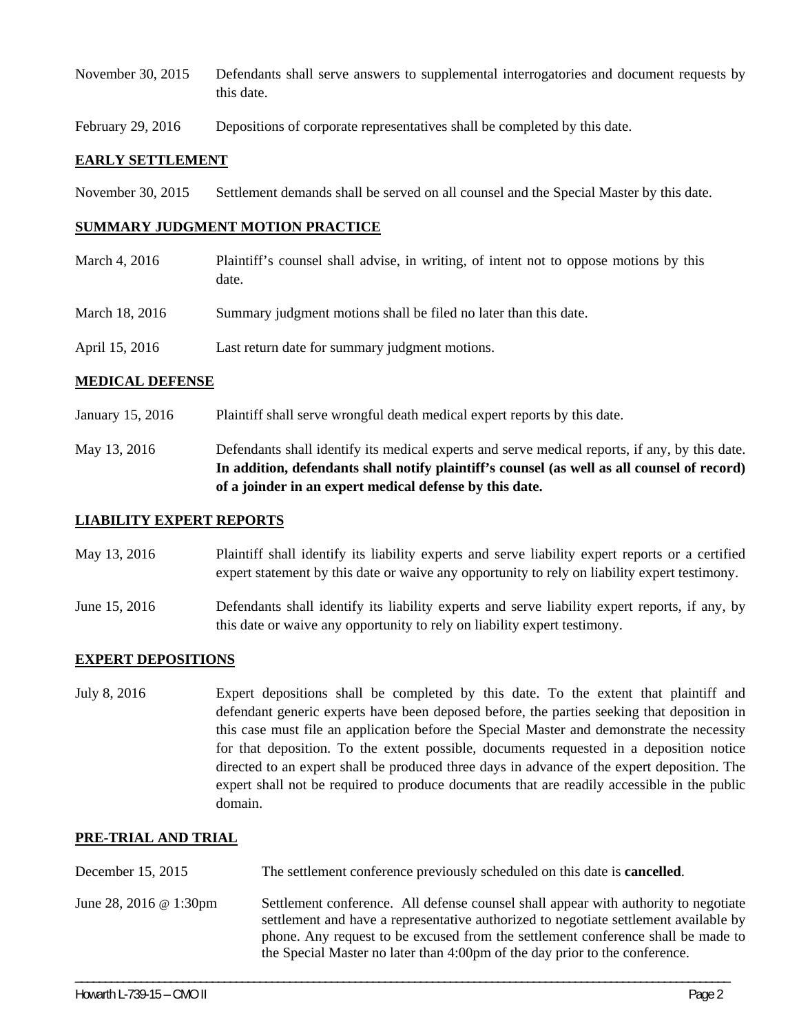| | |
|---|---|
| November 30, 2015 | Defendants shall serve answers to supplemental interrogatories and document requests by this date. |
| February 29, 2016 | Depositions of corporate representatives shall be completed by this date. |

## EARLY SETTLEMENT

| | |
|---|---|
| November 30, 2015 | Settlement demands shall be served on all counsel and the Special Master by this date. |

## SUMMARY JUDGMENT MOTION PRACTICE

| | |
|---|---|
| March 4, 2016 | Plaintiff's counsel shall advise, in writing, of intent not to oppose motions by this date. |
| March 18, 2016 | Summary judgment motions shall be filed no later than this date. |
| April 15, 2016 | Last return date for summary judgment motions. |

## MEDICAL DEFENSE

| | |
|---|---|
| January 15, 2016 | Plaintiff shall serve wrongful death medical expert reports by this date. |
| May 13, 2016 | Defendants shall identify its medical experts and serve medical reports, if any, by this date. **In addition, defendants shall notify plaintiff's counsel (as well as all counsel of record) of a joinder in an expert medical defense by this date.** |

## LIABILITY EXPERT REPORTS

| | |
|---|---|
| May 13, 2016 | Plaintiff shall identify its liability experts and serve liability expert reports or a certified expert statement by this date or waive any opportunity to rely on liability expert testimony. |
| June 15, 2016 | Defendants shall identify its liability experts and serve liability expert reports, if any, by this date or waive any opportunity to rely on liability expert testimony. |

## EXPERT DEPOSITIONS

| | |
|---|---|
| July 8, 2016 | Expert depositions shall be completed by this date. To the extent that plaintiff and defendant generic experts have been deposed before, the parties seeking that deposition in this case must file an application before the Special Master and demonstrate the necessity for that deposition. To the extent possible, documents requested in a deposition notice directed to an expert shall be produced three days in advance of the expert deposition. The expert shall not be required to produce documents that are readily accessible in the public domain. |

## PRE-TRIAL AND TRIAL

| | |
|---|---|
| December 15, 2015 | The settlement conference previously scheduled on this date is **cancelled**. |
| June 28, 2016 @ 1:30pm | Settlement conference. All defense counsel shall appear with authority to negotiate settlement and have a representative authorized to negotiate settlement available by phone. Any request to be excused from the settlement conference shall be made to the Special Master no later than 4:00pm of the day prior to the conference. |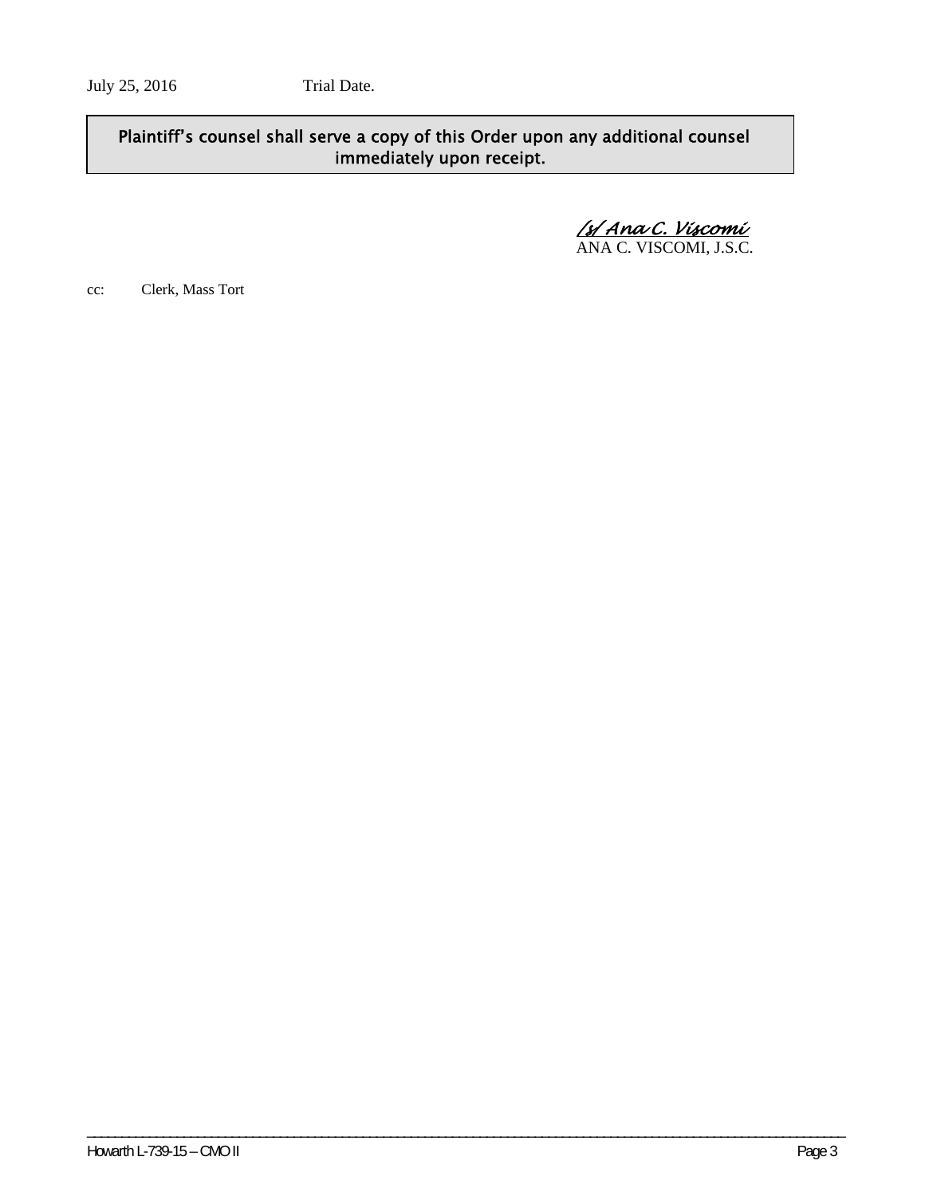July 25, 2016 Trial Date.

**Plaintiff's counsel shall serve a copy of this Order upon any additional counsel immediately upon receipt.**

*/s/ Ana C. Viscomi*
ANA C. VISCOMI, J.S.C.

cc: Clerk, Mass Tort